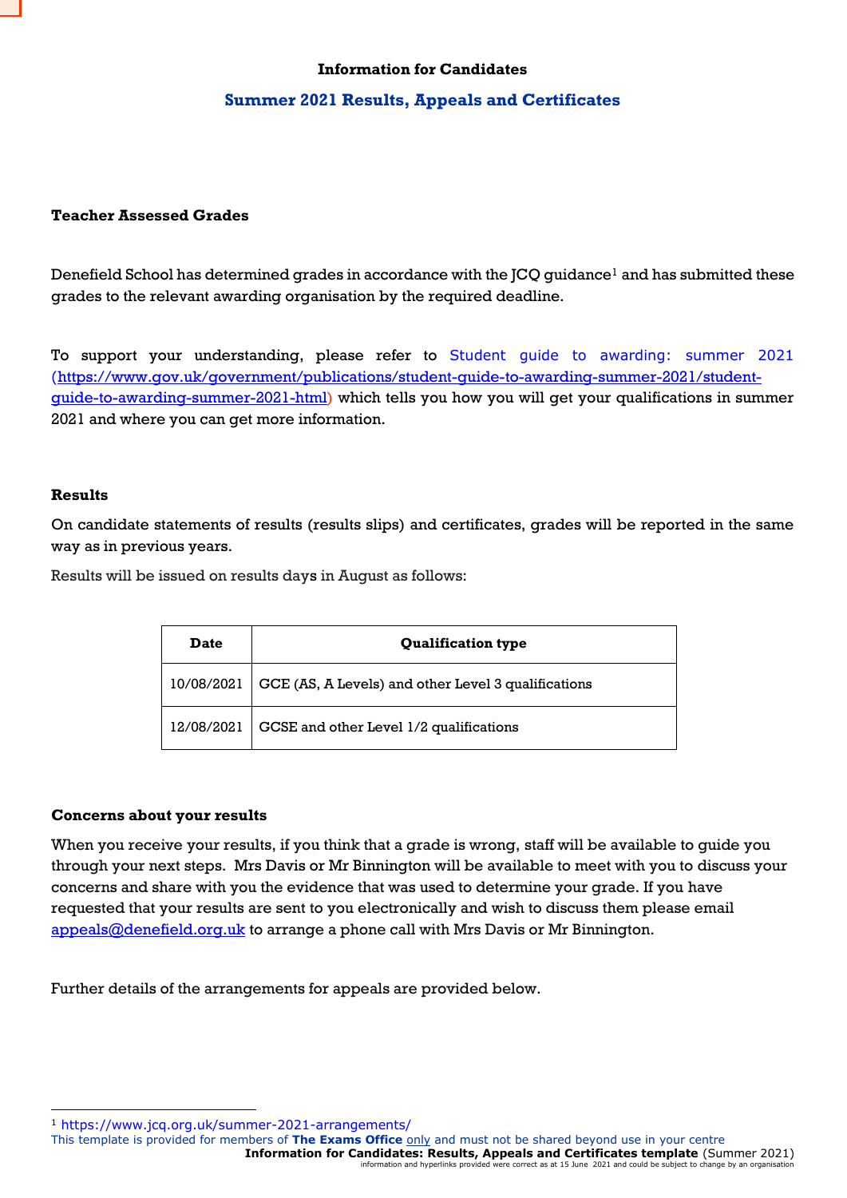**Information for Candidates**

## Summer 2021 Results, Appeals and Certificates

### Teacher Assessed Grades

Denefield School has determined grades in accordance with the JCQ guidance[1] and has submitted these grades to the relevant awarding organisation by the required deadline.

To support your understanding, please refer to Student guide to awarding: summer 2021 (https://www.gov.uk/government/publications/student-guide-to-awarding-summer-2021/student-guide-to-awarding-summer-2021-html) which tells you how you will get your qualifications in summer 2021 and where you can get more information.

### Results

On candidate statements of results (results slips) and certificates, grades will be reported in the same way as in previous years.

Results will be issued on results days in August as follows:

| Date | Qualification type |
|---|---|
| 10/08/2021 | GCE (AS, A Levels) and other Level 3 qualifications |
| 12/08/2021 | GCSE and other Level 1/2 qualifications |

### Concerns about your results

When you receive your results, if you think that a grade is wrong, staff will be available to guide you through your next steps. Mrs Davis or Mr Binnington will be available to meet with you to discuss your concerns and share with you the evidence that was used to determine your grade. If you have requested that your results are sent to you electronically and wish to discuss them please email appeals@denefield.org.uk to arrange a phone call with Mrs Davis or Mr Binnington.

Further details of the arrangements for appeals are provided below.

---

[1] https://www.jcq.org.uk/summer-2021-arrangements/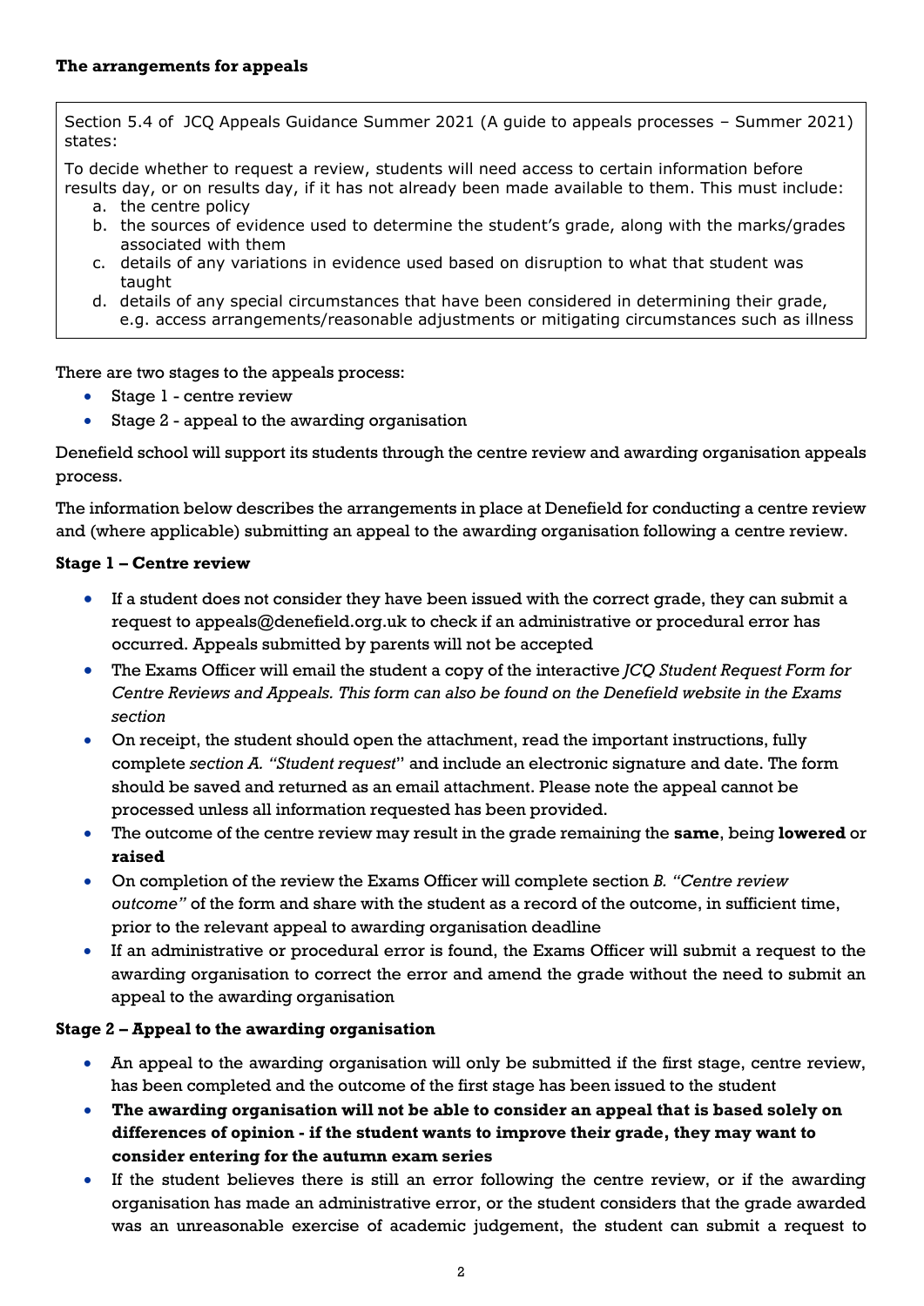**The arrangements for appeals**

Section 5.4 of JCQ Appeals Guidance Summer 2021 (A guide to appeals processes – Summer 2021) states:

To decide whether to request a review, students will need access to certain information before results day, or on results day, if it has not already been made available to them. This must include:

a. the centre policy
b. the sources of evidence used to determine the student's grade, along with the marks/grades associated with them
c. details of any variations in evidence used based on disruption to what that student was taught
d. details of any special circumstances that have been considered in determining their grade, e.g. access arrangements/reasonable adjustments or mitigating circumstances such as illness

There are two stages to the appeals process:

- Stage 1 - centre review
- Stage 2 - appeal to the awarding organisation

Denefield school will support its students through the centre review and awarding organisation appeals process.

The information below describes the arrangements in place at Denefield for conducting a centre review and (where applicable) submitting an appeal to the awarding organisation following a centre review.

**Stage 1 – Centre review**

- If a student does not consider they have been issued with the correct grade, they can submit a request to appeals@denefield.org.uk to check if an administrative or procedural error has occurred. Appeals submitted by parents will not be accepted
- The Exams Officer will email the student a copy of the interactive *JCQ Student Request Form for Centre Reviews and Appeals. This form can also be found on the Denefield website in the Exams section*
- On receipt, the student should open the attachment, read the important instructions, fully complete *section A. "Student request*" and include an electronic signature and date. The form should be saved and returned as an email attachment. Please note the appeal cannot be processed unless all information requested has been provided.
- The outcome of the centre review may result in the grade remaining the **same**, being **lowered** or **raised**
- On completion of the review the Exams Officer will complete section *B. "Centre review outcome"* of the form and share with the student as a record of the outcome, in sufficient time, prior to the relevant appeal to awarding organisation deadline
- If an administrative or procedural error is found, the Exams Officer will submit a request to the awarding organisation to correct the error and amend the grade without the need to submit an appeal to the awarding organisation

**Stage 2 – Appeal to the awarding organisation**

- An appeal to the awarding organisation will only be submitted if the first stage, centre review, has been completed and the outcome of the first stage has been issued to the student
- **The awarding organisation will not be able to consider an appeal that is based solely on differences of opinion - if the student wants to improve their grade, they may want to consider entering for the autumn exam series**
- If the student believes there is still an error following the centre review, or if the awarding organisation has made an administrative error, or the student considers that the grade awarded was an unreasonable exercise of academic judgement, the student can submit a request to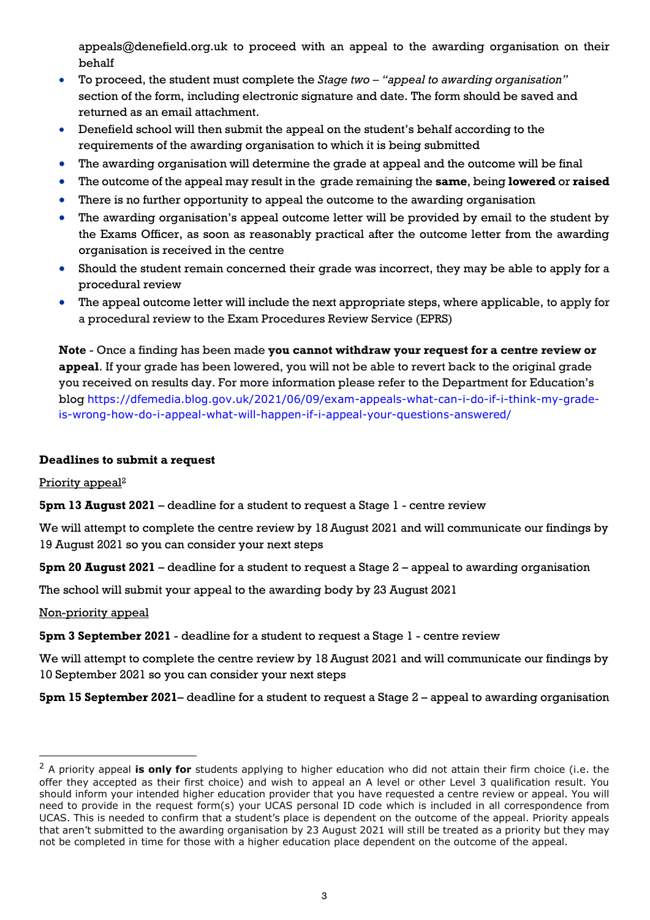appeals@denefield.org.uk to proceed with an appeal to the awarding organisation on their behalf

- To proceed, the student must complete the *Stage two – "appeal to awarding organisation"* section of the form, including electronic signature and date. The form should be saved and returned as an email attachment.
- Denefield school will then submit the appeal on the student's behalf according to the requirements of the awarding organisation to which it is being submitted
- The awarding organisation will determine the grade at appeal and the outcome will be final
- The outcome of the appeal may result in the grade remaining the **same**, being **lowered** or **raised**
- There is no further opportunity to appeal the outcome to the awarding organisation
- The awarding organisation's appeal outcome letter will be provided by email to the student by the Exams Officer, as soon as reasonably practical after the outcome letter from the awarding organisation is received in the centre
- Should the student remain concerned their grade was incorrect, they may be able to apply for a procedural review
- The appeal outcome letter will include the next appropriate steps, where applicable, to apply for a procedural review to the Exam Procedures Review Service (EPRS)

**Note** - Once a finding has been made **you cannot withdraw your request for a centre review or appeal**. If your grade has been lowered, you will not be able to revert back to the original grade you received on results day. For more information please refer to the Department for Education's blog https://dfemedia.blog.gov.uk/2021/06/09/exam-appeals-what-can-i-do-if-i-think-my-grade-is-wrong-how-do-i-appeal-what-will-happen-if-i-appeal-your-questions-answered/

**Deadlines to submit a request**

Priority appeal[2]

**5pm 13 August 2021** – deadline for a student to request a Stage 1 - centre review

We will attempt to complete the centre review by 18 August 2021 and will communicate our findings by 19 August 2021 so you can consider your next steps

**5pm 20 August 2021** – deadline for a student to request a Stage 2 – appeal to awarding organisation

The school will submit your appeal to the awarding body by 23 August 2021

Non-priority appeal

**5pm 3 September 2021** - deadline for a student to request a Stage 1 - centre review

We will attempt to complete the centre review by 18 August 2021 and will communicate our findings by 10 September 2021 so you can consider your next steps

**5pm 15 September 2021**– deadline for a student to request a Stage 2 – appeal to awarding organisation

---

[2] A priority appeal **is only for** students applying to higher education who did not attain their firm choice (i.e. the offer they accepted as their first choice) and wish to appeal an A level or other Level 3 qualification result. You should inform your intended higher education provider that you have requested a centre review or appeal. You will need to provide in the request form(s) your UCAS personal ID code which is included in all correspondence from UCAS. This is needed to confirm that a student's place is dependent on the outcome of the appeal. Priority appeals that aren't submitted to the awarding organisation by 23 August 2021 will still be treated as a priority but they may not be completed in time for those with a higher education place dependent on the outcome of the appeal.